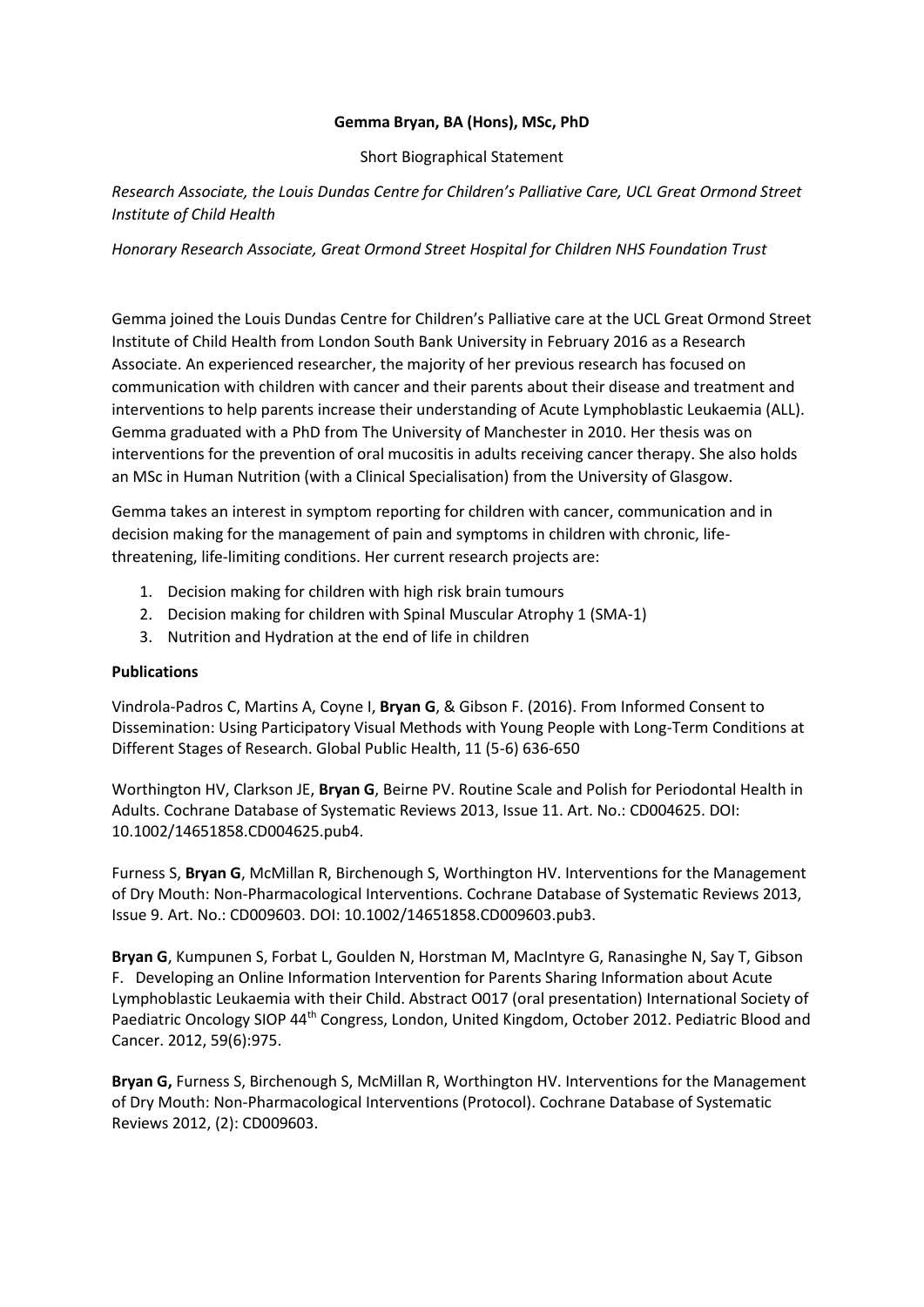**Gemma Bryan, BA (Hons), MSc, PhD**

Short Biographical Statement

*Research Associate, the Louis Dundas Centre for Children's Palliative Care, UCL Great Ormond Street Institute of Child Health*

*Honorary Research Associate, Great Ormond Street Hospital for Children NHS Foundation Trust*

Gemma joined the Louis Dundas Centre for Children's Palliative care at the UCL Great Ormond Street Institute of Child Health from London South Bank University in February 2016 as a Research Associate. An experienced researcher, the majority of her previous research has focused on communication with children with cancer and their parents about their disease and treatment and interventions to help parents increase their understanding of Acute Lymphoblastic Leukaemia (ALL). Gemma graduated with a PhD from The University of Manchester in 2010. Her thesis was on interventions for the prevention of oral mucositis in adults receiving cancer therapy. She also holds an MSc in Human Nutrition (with a Clinical Specialisation) from the University of Glasgow.

Gemma takes an interest in symptom reporting for children with cancer, communication and in decision making for the management of pain and symptoms in children with chronic, life-threatening, life-limiting conditions. Her current research projects are:

1. Decision making for children with high risk brain tumours
2. Decision making for children with Spinal Muscular Atrophy 1 (SMA-1)
3. Nutrition and Hydration at the end of life in children

**Publications**

Vindrola-Padros C, Martins A, Coyne I, **Bryan G**, & Gibson F. (2016). From Informed Consent to Dissemination: Using Participatory Visual Methods with Young People with Long-Term Conditions at Different Stages of Research. Global Public Health, 11 (5-6) 636-650

Worthington HV, Clarkson JE, **Bryan G**, Beirne PV. Routine Scale and Polish for Periodontal Health in Adults. Cochrane Database of Systematic Reviews 2013, Issue 11. Art. No.: CD004625. DOI: 10.1002/14651858.CD004625.pub4.

Furness S, **Bryan G**, McMillan R, Birchenough S, Worthington HV. Interventions for the Management of Dry Mouth: Non-Pharmacological Interventions. Cochrane Database of Systematic Reviews 2013, Issue 9. Art. No.: CD009603. DOI: 10.1002/14651858.CD009603.pub3.

**Bryan G**, Kumpunen S, Forbat L, Goulden N, Horstman M, MacIntyre G, Ranasinghe N, Say T, Gibson F. Developing an Online Information Intervention for Parents Sharing Information about Acute Lymphoblastic Leukaemia with their Child. Abstract O017 (oral presentation) International Society of Paediatric Oncology SIOP 44th Congress, London, United Kingdom, October 2012. Pediatric Blood and Cancer. 2012, 59(6):975.

**Bryan G,** Furness S, Birchenough S, McMillan R, Worthington HV. Interventions for the Management of Dry Mouth: Non-Pharmacological Interventions (Protocol). Cochrane Database of Systematic Reviews 2012, (2): CD009603.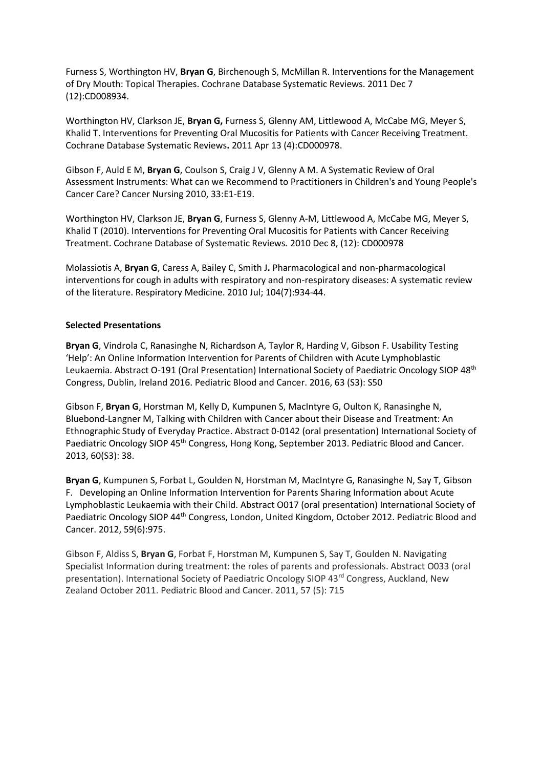Furness S, Worthington HV, **Bryan G**, Birchenough S, McMillan R. Interventions for the Management of Dry Mouth: Topical Therapies. Cochrane Database Systematic Reviews. 2011 Dec 7 (12):CD008934.

Worthington HV, Clarkson JE, **Bryan G,** Furness S, Glenny AM, Littlewood A, McCabe MG, Meyer S, Khalid T. Interventions for Preventing Oral Mucositis for Patients with Cancer Receiving Treatment. Cochrane Database Systematic Reviews**.** 2011 Apr 13 (4):CD000978.

Gibson F, Auld E M, **Bryan G**, Coulson S, Craig J V, Glenny A M. A Systematic Review of Oral Assessment Instruments: What can we Recommend to Practitioners in Children's and Young People's Cancer Care? Cancer Nursing 2010, 33:E1-E19.

Worthington HV, Clarkson JE, **Bryan G**, Furness S, Glenny A-M, Littlewood A, McCabe MG, Meyer S, Khalid T (2010). Interventions for Preventing Oral Mucositis for Patients with Cancer Receiving Treatment. Cochrane Database of Systematic Reviews*.* 2010 Dec 8, (12): CD000978

Molassiotis A, **Bryan G**, Caress A, Bailey C, Smith J**.** Pharmacological and non-pharmacological interventions for cough in adults with respiratory and non-respiratory diseases: A systematic review of the literature. Respiratory Medicine. 2010 Jul; 104(7):934-44.

**Selected Presentations**

**Bryan G**, Vindrola C, Ranasinghe N, Richardson A, Taylor R, Harding V, Gibson F. Usability Testing 'Help': An Online Information Intervention for Parents of Children with Acute Lymphoblastic Leukaemia. Abstract O-191 (Oral Presentation) International Society of Paediatric Oncology SIOP 48th Congress, Dublin, Ireland 2016. Pediatric Blood and Cancer. 2016, 63 (S3): S50

Gibson F, **Bryan G**, Horstman M, Kelly D, Kumpunen S, MacIntyre G, Oulton K, Ranasinghe N, Bluebond-Langner M, Talking with Children with Cancer about their Disease and Treatment: An Ethnographic Study of Everyday Practice. Abstract 0-0142 (oral presentation) International Society of Paediatric Oncology SIOP 45th Congress, Hong Kong, September 2013. Pediatric Blood and Cancer. 2013, 60(S3): 38.

**Bryan G**, Kumpunen S, Forbat L, Goulden N, Horstman M, MacIntyre G, Ranasinghe N, Say T, Gibson F. Developing an Online Information Intervention for Parents Sharing Information about Acute Lymphoblastic Leukaemia with their Child. Abstract O017 (oral presentation) International Society of Paediatric Oncology SIOP 44th Congress, London, United Kingdom, October 2012. Pediatric Blood and Cancer. 2012, 59(6):975.

Gibson F, Aldiss S, **Bryan G**, Forbat F, Horstman M, Kumpunen S, Say T, Goulden N. Navigating Specialist Information during treatment: the roles of parents and professionals. Abstract O033 (oral presentation). International Society of Paediatric Oncology SIOP 43rd Congress, Auckland, New Zealand October 2011. Pediatric Blood and Cancer. 2011, 57 (5): 715